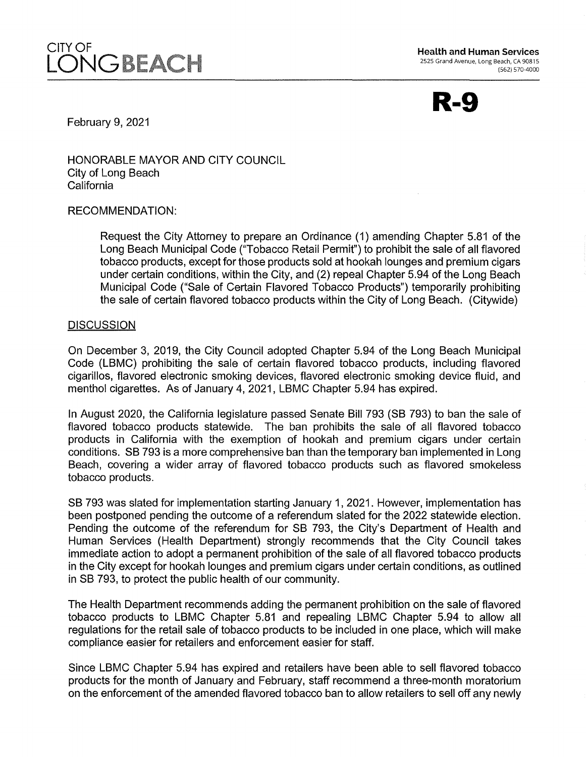CITY OF LONG BEACH

**Health and Human Services**
2525 Grand Avenue, Long Beach, CA 90815
(562) 570-4000

**R-9**

February 9, 2021

HONORABLE MAYOR AND CITY COUNCIL
City of Long Beach
California

RECOMMENDATION:

> Request the City Attorney to prepare an Ordinance (1) amending Chapter 5.81 of the Long Beach Municipal Code ("Tobacco Retail Permit") to prohibit the sale of all flavored tobacco products, except for those products sold at hookah lounges and premium cigars under certain conditions, within the City, and (2) repeal Chapter 5.94 of the Long Beach Municipal Code ("Sale of Certain Flavored Tobacco Products") temporarily prohibiting the sale of certain flavored tobacco products within the City of Long Beach. (Citywide)

DISCUSSION

On December 3, 2019, the City Council adopted Chapter 5.94 of the Long Beach Municipal Code (LBMC) prohibiting the sale of certain flavored tobacco products, including flavored cigarillos, flavored electronic smoking devices, flavored electronic smoking device fluid, and menthol cigarettes. As of January 4, 2021, LBMC Chapter 5.94 has expired.

In August 2020, the California legislature passed Senate Bill 793 (SB 793) to ban the sale of flavored tobacco products statewide. The ban prohibits the sale of all flavored tobacco products in California with the exemption of hookah and premium cigars under certain conditions. SB 793 is a more comprehensive ban than the temporary ban implemented in Long Beach, covering a wider array of flavored tobacco products such as flavored smokeless tobacco products.

SB 793 was slated for implementation starting January 1, 2021. However, implementation has been postponed pending the outcome of a referendum slated for the 2022 statewide election. Pending the outcome of the referendum for SB 793, the City's Department of Health and Human Services (Health Department) strongly recommends that the City Council takes immediate action to adopt a permanent prohibition of the sale of all flavored tobacco products in the City except for hookah lounges and premium cigars under certain conditions, as outlined in SB 793, to protect the public health of our community.

The Health Department recommends adding the permanent prohibition on the sale of flavored tobacco products to LBMC Chapter 5.81 and repealing LBMC Chapter 5.94 to allow all regulations for the retail sale of tobacco products to be included in one place, which will make compliance easier for retailers and enforcement easier for staff.

Since LBMC Chapter 5.94 has expired and retailers have been able to sell flavored tobacco products for the month of January and February, staff recommend a three-month moratorium on the enforcement of the amended flavored tobacco ban to allow retailers to sell off any newly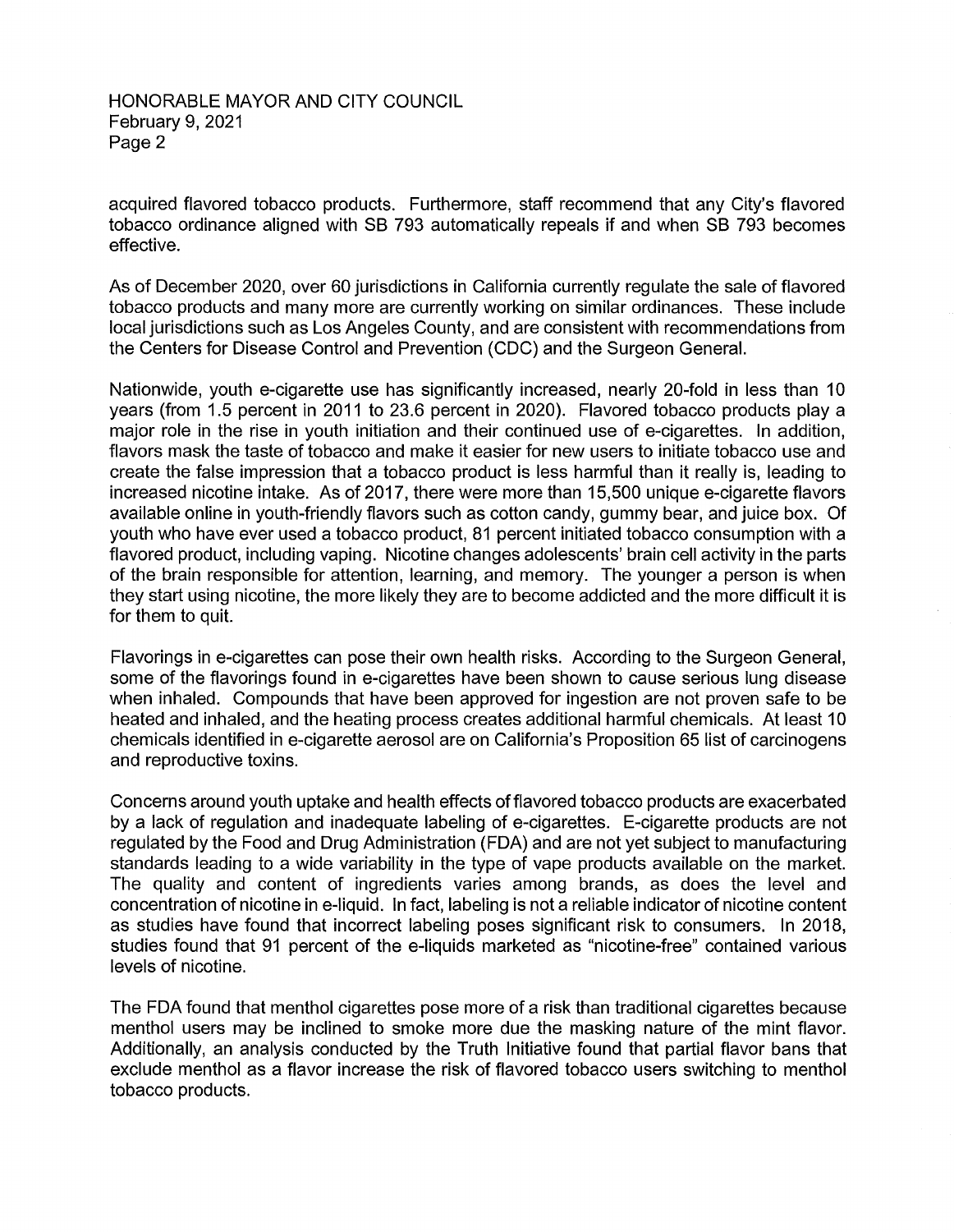acquired flavored tobacco products. Furthermore, staff recommend that any City's flavored tobacco ordinance aligned with SB 793 automatically repeals if and when SB 793 becomes effective.

As of December 2020, over 60 jurisdictions in California currently regulate the sale of flavored tobacco products and many more are currently working on similar ordinances. These include local jurisdictions such as Los Angeles County, and are consistent with recommendations from the Centers for Disease Control and Prevention (CDC) and the Surgeon General.

Nationwide, youth e-cigarette use has significantly increased, nearly 20-fold in less than 10 years (from 1.5 percent in 2011 to 23.6 percent in 2020). Flavored tobacco products play a major role in the rise in youth initiation and their continued use of e-cigarettes. In addition, flavors mask the taste of tobacco and make it easier for new users to initiate tobacco use and create the false impression that a tobacco product is less harmful than it really is, leading to increased nicotine intake. As of 2017, there were more than 15,500 unique e-cigarette flavors available online in youth-friendly flavors such as cotton candy, gummy bear, and juice box. Of youth who have ever used a tobacco product, 81 percent initiated tobacco consumption with a flavored product, including vaping. Nicotine changes adolescents' brain cell activity in the parts of the brain responsible for attention, learning, and memory. The younger a person is when they start using nicotine, the more likely they are to become addicted and the more difficult it is for them to quit.

Flavorings in e-cigarettes can pose their own health risks. According to the Surgeon General, some of the flavorings found in e-cigarettes have been shown to cause serious lung disease when inhaled. Compounds that have been approved for ingestion are not proven safe to be heated and inhaled, and the heating process creates additional harmful chemicals. At least 10 chemicals identified in e-cigarette aerosol are on California's Proposition 65 list of carcinogens and reproductive toxins.

Concerns around youth uptake and health effects of flavored tobacco products are exacerbated by a lack of regulation and inadequate labeling of e-cigarettes. E-cigarette products are not regulated by the Food and Drug Administration (FDA) and are not yet subject to manufacturing standards leading to a wide variability in the type of vape products available on the market. The quality and content of ingredients varies among brands, as does the level and concentration of nicotine in e-liquid. In fact, labeling is not a reliable indicator of nicotine content as studies have found that incorrect labeling poses significant risk to consumers. In 2018, studies found that 91 percent of the e-liquids marketed as "nicotine-free" contained various levels of nicotine.

The FDA found that menthol cigarettes pose more of a risk than traditional cigarettes because menthol users may be inclined to smoke more due the masking nature of the mint flavor. Additionally, an analysis conducted by the Truth Initiative found that partial flavor bans that exclude menthol as a flavor increase the risk of flavored tobacco users switching to menthol tobacco products.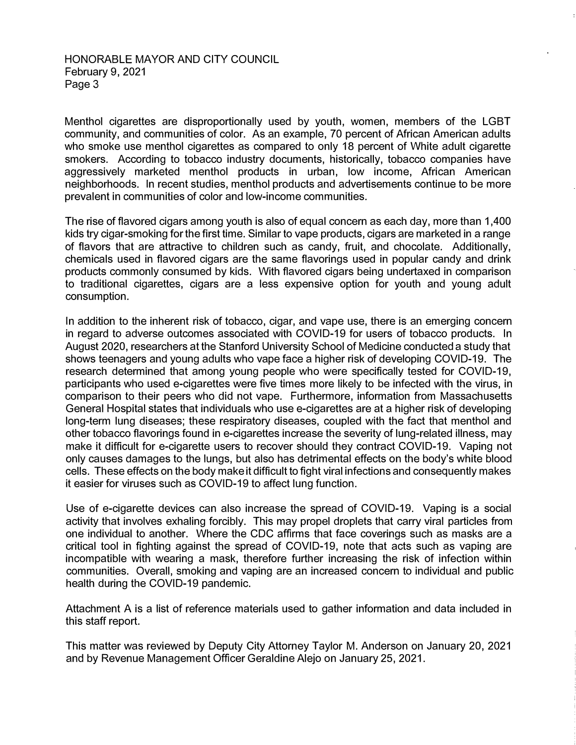Menthol cigarettes are disproportionally used by youth, women, members of the LGBT community, and communities of color. As an example, 70 percent of African American adults who smoke use menthol cigarettes as compared to only 18 percent of White adult cigarette smokers. According to tobacco industry documents, historically, tobacco companies have aggressively marketed menthol products in urban, low income, African American neighborhoods. In recent studies, menthol products and advertisements continue to be more prevalent in communities of color and low-income communities.

The rise of flavored cigars among youth is also of equal concern as each day, more than 1,400 kids try cigar-smoking for the first time. Similar to vape products, cigars are marketed in a range of flavors that are attractive to children such as candy, fruit, and chocolate. Additionally, chemicals used in flavored cigars are the same flavorings used in popular candy and drink products commonly consumed by kids. With flavored cigars being undertaxed in comparison to traditional cigarettes, cigars are a less expensive option for youth and young adult consumption.

In addition to the inherent risk of tobacco, cigar, and vape use, there is an emerging concern in regard to adverse outcomes associated with COVID-19 for users of tobacco products. In August 2020, researchers at the Stanford University School of Medicine conducted a study that shows teenagers and young adults who vape face a higher risk of developing COVID-19. The research determined that among young people who were specifically tested for COVID-19, participants who used e-cigarettes were five times more likely to be infected with the virus, in comparison to their peers who did not vape. Furthermore, information from Massachusetts General Hospital states that individuals who use e-cigarettes are at a higher risk of developing long-term lung diseases; these respiratory diseases, coupled with the fact that menthol and other tobacco flavorings found in e-cigarettes increase the severity of lung-related illness, may make it difficult for e-cigarette users to recover should they contract COVID-19. Vaping not only causes damages to the lungs, but also has detrimental effects on the body's white blood cells. These effects on the body make it difficult to fight viral infections and consequently makes it easier for viruses such as COVID-19 to affect lung function.

Use of e-cigarette devices can also increase the spread of COVID-19. Vaping is a social activity that involves exhaling forcibly. This may propel droplets that carry viral particles from one individual to another. Where the CDC affirms that face coverings such as masks are a critical tool in fighting against the spread of COVID-19, note that acts such as vaping are incompatible with wearing a mask, therefore further increasing the risk of infection within communities. Overall, smoking and vaping are an increased concern to individual and public health during the COVID-19 pandemic.

Attachment A is a list of reference materials used to gather information and data included in this staff report.

This matter was reviewed by Deputy City Attorney Taylor M. Anderson on January 20, 2021 and by Revenue Management Officer Geraldine Alejo on January 25, 2021.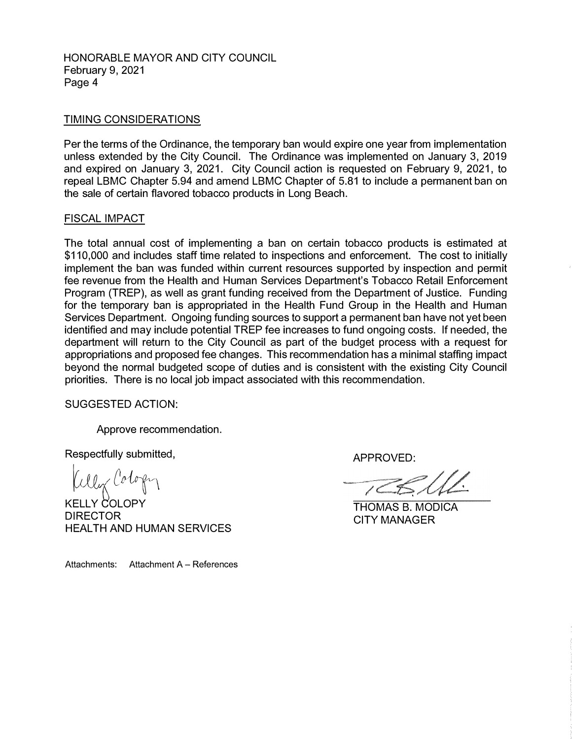HONORABLE MAYOR AND CITY COUNCIL
February 9, 2021

## TIMING CONSIDERATIONS

Per the terms of the Ordinance, the temporary ban would expire one year from implementation unless extended by the City Council. The Ordinance was implemented on January 3, 2019 and expired on January 3, 2021. City Council action is requested on February 9, 2021, to repeal LBMC Chapter 5.94 and amend LBMC Chapter of 5.81 to include a permanent ban on the sale of certain flavored tobacco products in Long Beach.

## FISCAL IMPACT

The total annual cost of implementing a ban on certain tobacco products is estimated at $110,000 and includes staff time related to inspections and enforcement. The cost to initially implement the ban was funded within current resources supported by inspection and permit fee revenue from the Health and Human Services Department's Tobacco Retail Enforcement Program (TREP), as well as grant funding received from the Department of Justice. Funding for the temporary ban is appropriated in the Health Fund Group in the Health and Human Services Department. Ongoing funding sources to support a permanent ban have not yet been identified and may include potential TREP fee increases to fund ongoing costs. If needed, the department will return to the City Council as part of the budget process with a request for appropriations and proposed fee changes. This recommendation has a minimal staffing impact beyond the normal budgeted scope of duties and is consistent with the existing City Council priorities. There is no local job impact associated with this recommendation.

SUGGESTED ACTION:

Approve recommendation.

Respectfully submitted,

KELLY COLOPY
DIRECTOR
HEALTH AND HUMAN SERVICES

APPROVED:

THOMAS B. MODICA
CITY MANAGER

Attachments: Attachment A – References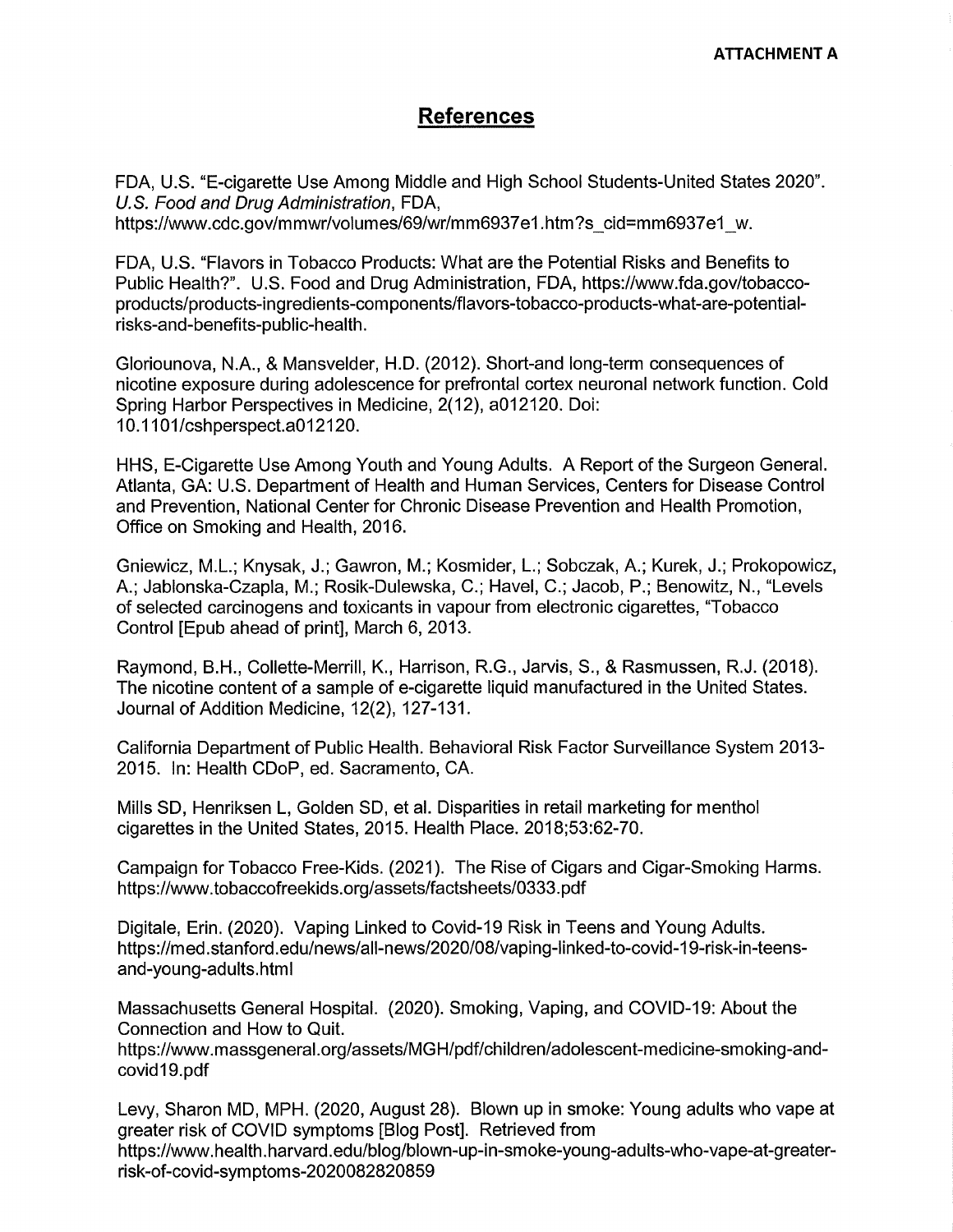**ATTACHMENT A**

## References

FDA, U.S. "E-cigarette Use Among Middle and High School Students-United States 2020". *U.S. Food and Drug Administration*, FDA, https://www.cdc.gov/mmwr/volumes/69/wr/mm6937e1.htm?s_cid=mm6937e1_w.

FDA, U.S. "Flavors in Tobacco Products: What are the Potential Risks and Benefits to Public Health?". U.S. Food and Drug Administration, FDA, https://www.fda.gov/tobacco-products/products-ingredients-components/flavors-tobacco-products-what-are-potential-risks-and-benefits-public-health.

Gloriounova, N.A., & Mansvelder, H.D. (2012). Short-and long-term consequences of nicotine exposure during adolescence for prefrontal cortex neuronal network function. Cold Spring Harbor Perspectives in Medicine, 2(12), a012120. Doi: 10.1101/cshperspect.a012120.

HHS, E-Cigarette Use Among Youth and Young Adults. A Report of the Surgeon General. Atlanta, GA: U.S. Department of Health and Human Services, Centers for Disease Control and Prevention, National Center for Chronic Disease Prevention and Health Promotion, Office on Smoking and Health, 2016.

Gniewicz, M.L.; Knysak, J.; Gawron, M.; Kosmider, L.; Sobczak, A.; Kurek, J.; Prokopowicz, A.; Jablonska-Czapla, M.; Rosik-Dulewska, C.; Havel, C.; Jacob, P.; Benowitz, N., "Levels of selected carcinogens and toxicants in vapour from electronic cigarettes, "Tobacco Control [Epub ahead of print], March 6, 2013.

Raymond, B.H., Collette-Merrill, K., Harrison, R.G., Jarvis, S., & Rasmussen, R.J. (2018). The nicotine content of a sample of e-cigarette liquid manufactured in the United States. Journal of Addition Medicine, 12(2), 127-131.

California Department of Public Health. Behavioral Risk Factor Surveillance System 2013-2015. In: Health CDoP, ed. Sacramento, CA.

Mills SD, Henriksen L, Golden SD, et al. Disparities in retail marketing for menthol cigarettes in the United States, 2015. Health Place. 2018;53:62-70.

Campaign for Tobacco Free-Kids. (2021). The Rise of Cigars and Cigar-Smoking Harms. https://www.tobaccofreekids.org/assets/factsheets/0333.pdf

Digitale, Erin. (2020). Vaping Linked to Covid-19 Risk in Teens and Young Adults. https://med.stanford.edu/news/all-news/2020/08/vaping-linked-to-covid-19-risk-in-teens-and-young-adults.html

Massachusetts General Hospital. (2020). Smoking, Vaping, and COVID-19: About the Connection and How to Quit. https://www.massgeneral.org/assets/MGH/pdf/children/adolescent-medicine-smoking-and-covid19.pdf

Levy, Sharon MD, MPH. (2020, August 28). Blown up in smoke: Young adults who vape at greater risk of COVID symptoms [Blog Post]. Retrieved from https://www.health.harvard.edu/blog/blown-up-in-smoke-young-adults-who-vape-at-greater-risk-of-covid-symptoms-2020082820859